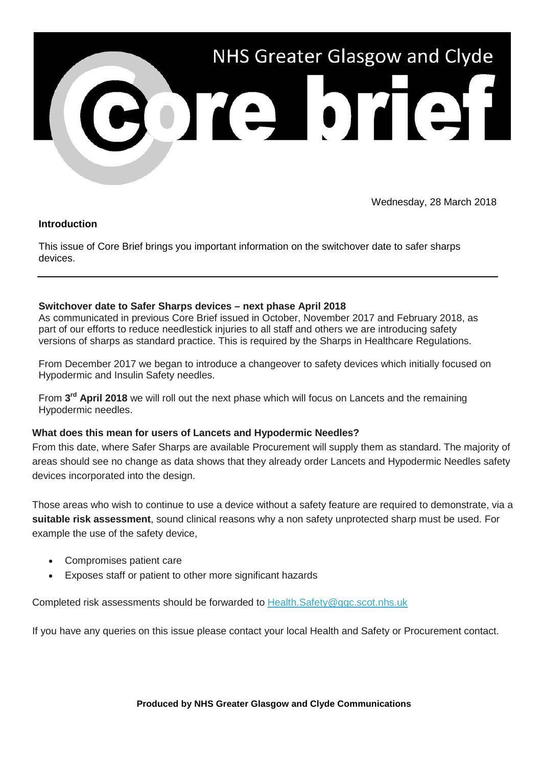# NHS Greater Glasgow and Clyde Core brief

Wednesday, 28 March 2018

**Introduction**

This issue of Core Brief brings you important information on the switchover date to safer sharps devices.

---

**Switchover date to Safer Sharps devices – next phase April 2018**

As communicated in previous Core Brief issued in October, November 2017 and February 2018, as part of our efforts to reduce needlestick injuries to all staff and others we are introducing safety versions of sharps as standard practice. This is required by the Sharps in Healthcare Regulations.

From December 2017 we began to introduce a changeover to safety devices which initially focused on Hypodermic and Insulin Safety needles.

From **3rd April 2018** we will roll out the next phase which will focus on Lancets and the remaining Hypodermic needles.

**What does this mean for users of Lancets and Hypodermic Needles?**

From this date, where Safer Sharps are available Procurement will supply them as standard. The majority of areas should see no change as data shows that they already order Lancets and Hypodermic Needles safety devices incorporated into the design.

Those areas who wish to continue to use a device without a safety feature are required to demonstrate, via a **suitable risk assessment**, sound clinical reasons why a non safety unprotected sharp must be used. For example the use of the safety device,

- Compromises patient care
- Exposes staff or patient to other more significant hazards

Completed risk assessments should be forwarded to Health.Safety@ggc.scot.nhs.uk

If you have any queries on this issue please contact your local Health and Safety or Procurement contact.

**Produced by NHS Greater Glasgow and Clyde Communications**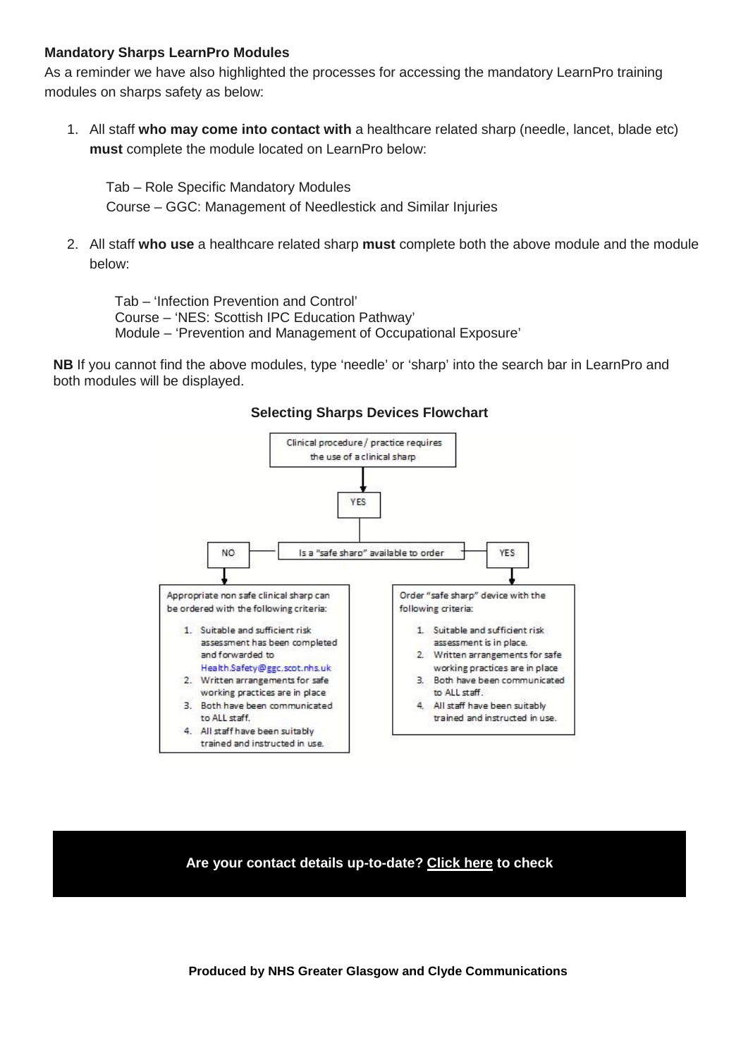**Mandatory Sharps LearnPro Modules**

As a reminder we have also highlighted the processes for accessing the mandatory LearnPro training modules on sharps safety as below:

1. All staff **who may come into contact with** a healthcare related sharp (needle, lancet, blade etc) **must** complete the module located on LearnPro below:

   Tab – Role Specific Mandatory Modules
   Course – GGC: Management of Needlestick and Similar Injuries

2. All staff **who use** a healthcare related sharp **must** complete both the above module and the module below:

   Tab – 'Infection Prevention and Control'
   Course – 'NES: Scottish IPC Education Pathway'
   Module – 'Prevention and Management of Occupational Exposure'

**NB** If you cannot find the above modules, type 'needle' or 'sharp' into the search bar in LearnPro and both modules will be displayed.

**Selecting Sharps Devices Flowchart**

Clinical procedure / practice requires the use of a clinical sharp

YES

Is a "safe sharp" available to order

NO

Appropriate non safe clinical sharp can be ordered with the following criteria:

1. Suitable and sufficient risk assessment has been completed and forwarded to Health.Safety@ggc.scot.nhs.uk
2. Written arrangements for safe working practices are in place
3. Both have been communicated to ALL staff.
4. All staff have been suitably trained and instructed in use.

YES

Order "safe sharp" device with the following criteria:

1. Suitable and sufficient risk assessment is in place.
2. Written arrangements for safe working practices are in place
3. Both have been communicated to ALL staff.
4. All staff have been suitably trained and instructed in use.

**Are your contact details up-to-date? Click here to check**

**Produced by NHS Greater Glasgow and Clyde Communications**